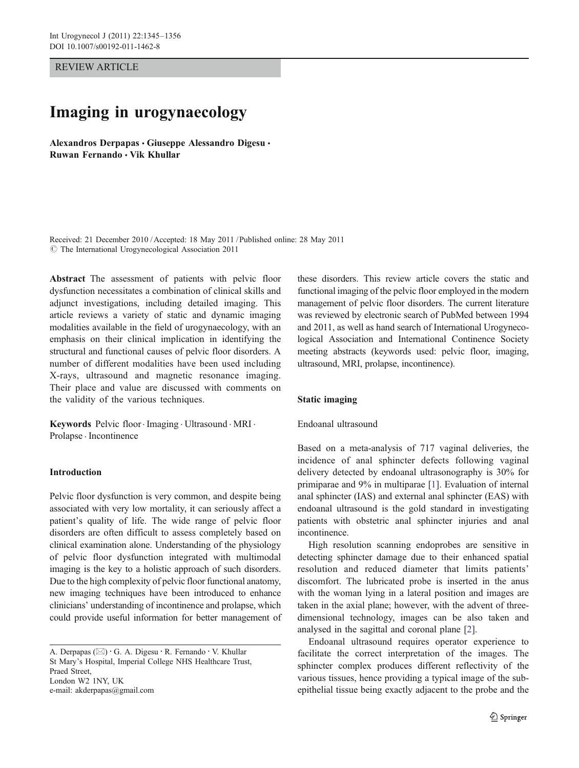REVIEW ARTICLE

# Imaging in urogynaecology

**Alexandros Derpapas · Giuseppe Alessandro Digesu · Ruwan Fernando · Vik Khullar**

Received: 21 December 2010 / Accepted: 18 May 2011 / Published online: 28 May 2011
© The International Urogynecological Association 2011

**Abstract** The assessment of patients with pelvic floor dysfunction necessitates a combination of clinical skills and adjunct investigations, including detailed imaging. This article reviews a variety of static and dynamic imaging modalities available in the field of urogynaecology, with an emphasis on their clinical implication in identifying the structural and functional causes of pelvic floor disorders. A number of different modalities have been used including X-rays, ultrasound and magnetic resonance imaging. Their place and value are discussed with comments on the validity of the various techniques.

**Keywords** Pelvic floor · Imaging · Ultrasound · MRI · Prolapse · Incontinence

## Introduction

Pelvic floor dysfunction is very common, and despite being associated with very low mortality, it can seriously affect a patient's quality of life. The wide range of pelvic floor disorders are often difficult to assess completely based on clinical examination alone. Understanding of the physiology of pelvic floor dysfunction integrated with multimodal imaging is the key to a holistic approach of such disorders. Due to the high complexity of pelvic floor functional anatomy, new imaging techniques have been introduced to enhance clinicians' understanding of incontinence and prolapse, which could provide useful information for better management of these disorders. This review article covers the static and functional imaging of the pelvic floor employed in the modern management of pelvic floor disorders. The current literature was reviewed by electronic search of PubMed between 1994 and 2011, as well as hand search of International Urogynecological Association and International Continence Society meeting abstracts (keywords used: pelvic floor, imaging, ultrasound, MRI, prolapse, incontinence).

A. Derpapas (✉) · G. A. Digesu · R. Fernando · V. Khullar
St Mary's Hospital, Imperial College NHS Healthcare Trust,
Praed Street,
London W2 1NY, UK
e-mail: akderpapas@gmail.com

## Static imaging

### Endoanal ultrasound

Based on a meta-analysis of 717 vaginal deliveries, the incidence of anal sphincter defects following vaginal delivery detected by endoanal ultrasonography is 30% for primiparae and 9% in multiparae [1]. Evaluation of internal anal sphincter (IAS) and external anal sphincter (EAS) with endoanal ultrasound is the gold standard in investigating patients with obstetric anal sphincter injuries and anal incontinence.

High resolution scanning endoprobes are sensitive in detecting sphincter damage due to their enhanced spatial resolution and reduced diameter that limits patients' discomfort. The lubricated probe is inserted in the anus with the woman lying in a lateral position and images are taken in the axial plane; however, with the advent of three-dimensional technology, images can be also taken and analysed in the sagittal and coronal plane [2].

Endoanal ultrasound requires operator experience to facilitate the correct interpretation of the images. The sphincter complex produces different reflectivity of the various tissues, hence providing a typical image of the sub-epithelial tissue being exactly adjacent to the probe and the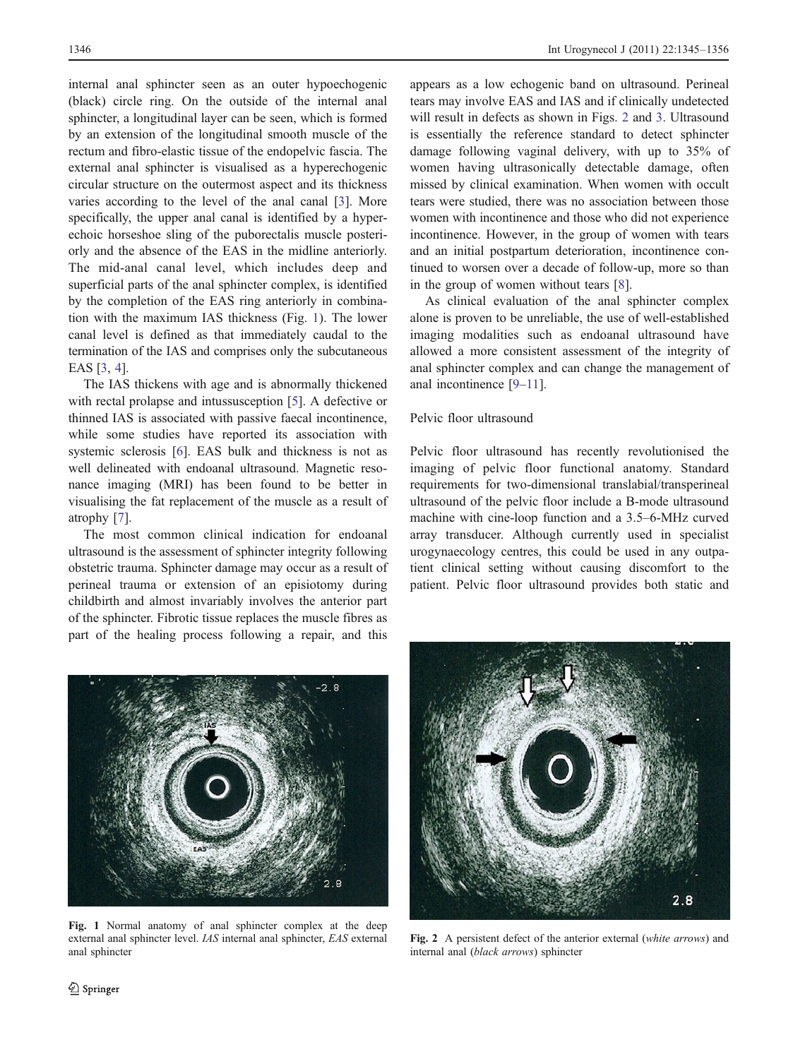internal anal sphincter seen as an outer hypoechogenic (black) circle ring. On the outside of the internal anal sphincter, a longitudinal layer can be seen, which is formed by an extension of the longitudinal smooth muscle of the rectum and fibro-elastic tissue of the endopelvic fascia. The external anal sphincter is visualised as a hyperechogenic circular structure on the outermost aspect and its thickness varies according to the level of the anal canal [3]. More specifically, the upper anal canal is identified by a hyperechoic horseshoe sling of the puborectalis muscle posteriorly and the absence of the EAS in the midline anteriorly. The mid-anal canal level, which includes deep and superficial parts of the anal sphincter complex, is identified by the completion of the EAS ring anteriorly in combination with the maximum IAS thickness (Fig. 1). The lower canal level is defined as that immediately caudal to the termination of the IAS and comprises only the subcutaneous EAS [3, 4].

The IAS thickens with age and is abnormally thickened with rectal prolapse and intussusception [5]. A defective or thinned IAS is associated with passive faecal incontinence, while some studies have reported its association with systemic sclerosis [6]. EAS bulk and thickness is not as well delineated with endoanal ultrasound. Magnetic resonance imaging (MRI) has been found to be better in visualising the fat replacement of the muscle as a result of atrophy [7].

The most common clinical indication for endoanal ultrasound is the assessment of sphincter integrity following obstetric trauma. Sphincter damage may occur as a result of perineal trauma or extension of an episiotomy during childbirth and almost invariably involves the anterior part of the sphincter. Fibrotic tissue replaces the muscle fibres as part of the healing process following a repair, and this appears as a low echogenic band on ultrasound. Perineal tears may involve EAS and IAS and if clinically undetected will result in defects as shown in Figs. 2 and 3. Ultrasound is essentially the reference standard to detect sphincter damage following vaginal delivery, with up to 35% of women having ultrasonically detectable damage, often missed by clinical examination. When women with occult tears were studied, there was no association between those women with incontinence and those who did not experience incontinence. However, in the group of women with tears and an initial postpartum deterioration, incontinence continued to worsen over a decade of follow-up, more so than in the group of women without tears [8].

As clinical evaluation of the anal sphincter complex alone is proven to be unreliable, the use of well-established imaging modalities such as endoanal ultrasound have allowed a more consistent assessment of the integrity of anal sphincter complex and can change the management of anal incontinence [9–11].

## Pelvic floor ultrasound

Pelvic floor ultrasound has recently revolutionised the imaging of pelvic floor functional anatomy. Standard requirements for two-dimensional translabial/transperineal ultrasound of the pelvic floor include a B-mode ultrasound machine with cine-loop function and a 3.5–6-MHz curved array transducer. Although currently used in specialist urogynaecology centres, this could be used in any outpatient clinical setting without causing discomfort to the patient. Pelvic floor ultrasound provides both static and

**Fig. 1** Normal anatomy of anal sphincter complex at the deep external anal sphincter level. *IAS* internal anal sphincter, *EAS* external anal sphincter

**Fig. 2** A persistent defect of the anterior external (*white arrows*) and internal anal (*black arrows*) sphincter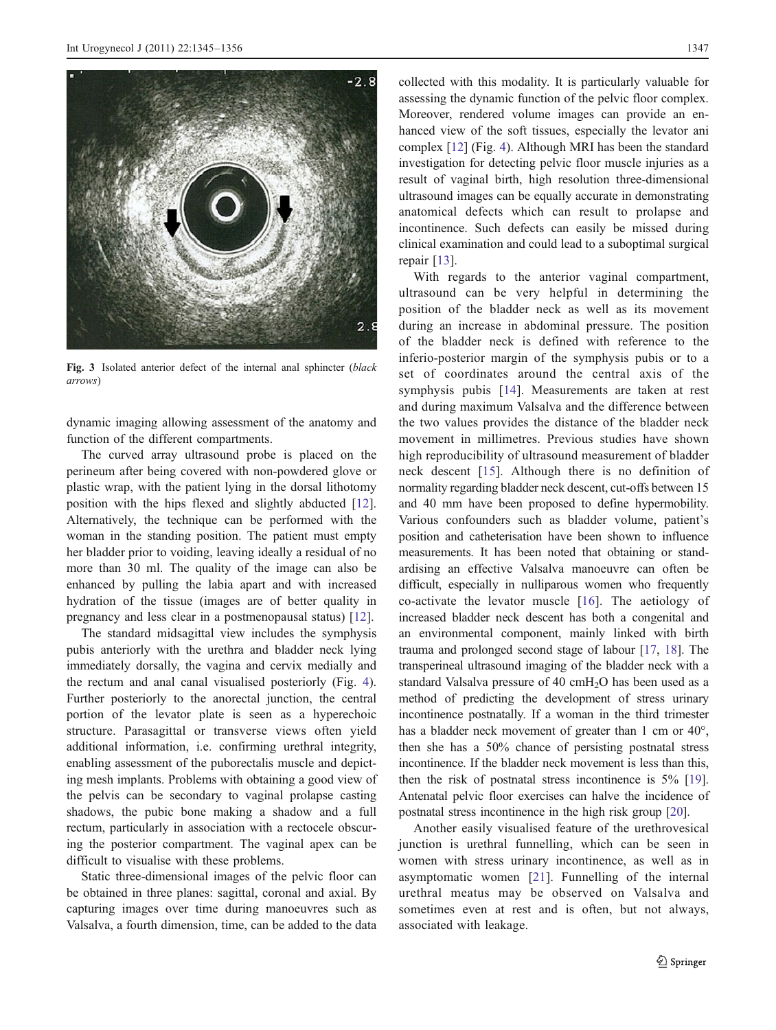Fig. 3 Isolated anterior defect of the internal anal sphincter (*black arrows*)

dynamic imaging allowing assessment of the anatomy and function of the different compartments.

The curved array ultrasound probe is placed on the perineum after being covered with non-powdered glove or plastic wrap, with the patient lying in the dorsal lithotomy position with the hips flexed and slightly abducted [12]. Alternatively, the technique can be performed with the woman in the standing position. The patient must empty her bladder prior to voiding, leaving ideally a residual of no more than 30 ml. The quality of the image can also be enhanced by pulling the labia apart and with increased hydration of the tissue (images are of better quality in pregnancy and less clear in a postmenopausal status) [12].

The standard midsagittal view includes the symphysis pubis anteriorly with the urethra and bladder neck lying immediately dorsally, the vagina and cervix medially and the rectum and anal canal visualised posteriorly (Fig. 4). Further posteriorly to the anorectal junction, the central portion of the levator plate is seen as a hyperechoic structure. Parasagittal or transverse views often yield additional information, i.e. confirming urethral integrity, enabling assessment of the puborectalis muscle and depicting mesh implants. Problems with obtaining a good view of the pelvis can be secondary to vaginal prolapse casting shadows, the pubic bone making a shadow and a full rectum, particularly in association with a rectocele obscuring the posterior compartment. The vaginal apex can be difficult to visualise with these problems.

Static three-dimensional images of the pelvic floor can be obtained in three planes: sagittal, coronal and axial. By capturing images over time during manoeuvres such as Valsalva, a fourth dimension, time, can be added to the data collected with this modality. It is particularly valuable for assessing the dynamic function of the pelvic floor complex. Moreover, rendered volume images can provide an enhanced view of the soft tissues, especially the levator ani complex [12] (Fig. 4). Although MRI has been the standard investigation for detecting pelvic floor muscle injuries as a result of vaginal birth, high resolution three-dimensional ultrasound images can be equally accurate in demonstrating anatomical defects which can result to prolapse and incontinence. Such defects can easily be missed during clinical examination and could lead to a suboptimal surgical repair [13].

With regards to the anterior vaginal compartment, ultrasound can be very helpful in determining the position of the bladder neck as well as its movement during an increase in abdominal pressure. The position of the bladder neck is defined with reference to the inferio-posterior margin of the symphysis pubis or to a set of coordinates around the central axis of the symphysis pubis [14]. Measurements are taken at rest and during maximum Valsalva and the difference between the two values provides the distance of the bladder neck movement in millimetres. Previous studies have shown high reproducibility of ultrasound measurement of bladder neck descent [15]. Although there is no definition of normality regarding bladder neck descent, cut-offs between 15 and 40 mm have been proposed to define hypermobility. Various confounders such as bladder volume, patient's position and catheterisation have been shown to influence measurements. It has been noted that obtaining or standardising an effective Valsalva manoeuvre can often be difficult, especially in nulliparous women who frequently co-activate the levator muscle [16]. The aetiology of increased bladder neck descent has both a congenital and an environmental component, mainly linked with birth trauma and prolonged second stage of labour [17, 18]. The transperineal ultrasound imaging of the bladder neck with a standard Valsalva pressure of 40 $cmH_2O$ has been used as a method of predicting the development of stress urinary incontinence postnatally. If a woman in the third trimester has a bladder neck movement of greater than 1 cm or 40°, then she has a 50% chance of persisting postnatal stress incontinence. If the bladder neck movement is less than this, then the risk of postnatal stress incontinence is 5% [19]. Antenatal pelvic floor exercises can halve the incidence of postnatal stress incontinence in the high risk group [20].

Another easily visualised feature of the urethrovesical junction is urethral funnelling, which can be seen in women with stress urinary incontinence, as well as in asymptomatic women [21]. Funnelling of the internal urethral meatus may be observed on Valsalva and sometimes even at rest and is often, but not always, associated with leakage.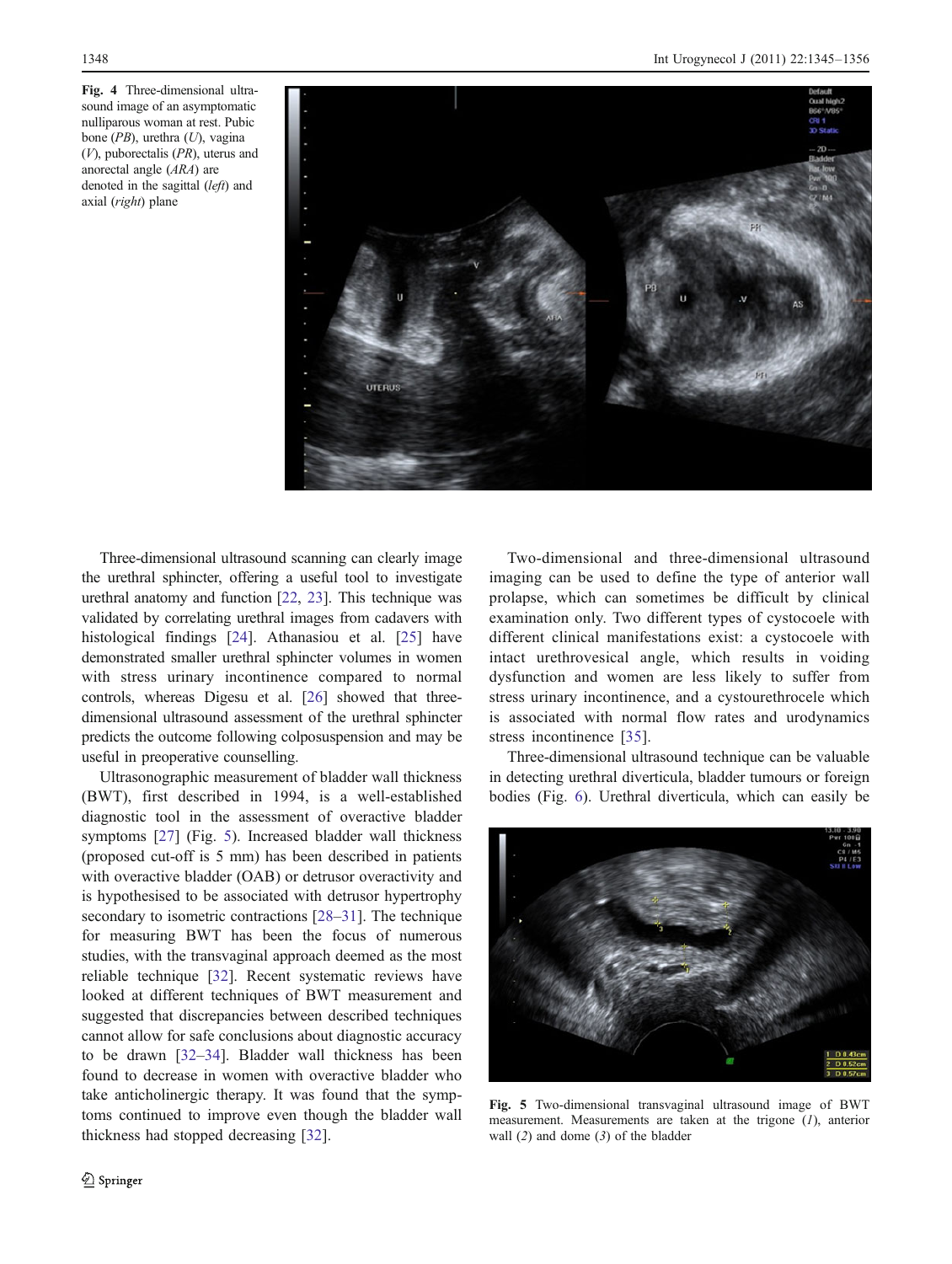Fig. 4 Three-dimensional ultrasound image of an asymptomatic nulliparous woman at rest. Pubic bone (*PB*), urethra (*U*), vagina (*V*), puborectalis (*PR*), uterus and anorectal angle (*ARA*) are denoted in the sagittal (*left*) and axial (*right*) plane

Three-dimensional ultrasound scanning can clearly image the urethral sphincter, offering a useful tool to investigate urethral anatomy and function [22, 23]. This technique was validated by correlating urethral images from cadavers with histological findings [24]. Athanasiou et al. [25] have demonstrated smaller urethral sphincter volumes in women with stress urinary incontinence compared to normal controls, whereas Digesu et al. [26] showed that three-dimensional ultrasound assessment of the urethral sphincter predicts the outcome following colposuspension and may be useful in preoperative counselling.

Ultrasonographic measurement of bladder wall thickness (BWT), first described in 1994, is a well-established diagnostic tool in the assessment of overactive bladder symptoms [27] (Fig. 5). Increased bladder wall thickness (proposed cut-off is 5 mm) has been described in patients with overactive bladder (OAB) or detrusor overactivity and is hypothesised to be associated with detrusor hypertrophy secondary to isometric contractions [28–31]. The technique for measuring BWT has been the focus of numerous studies, with the transvaginal approach deemed as the most reliable technique [32]. Recent systematic reviews have looked at different techniques of BWT measurement and suggested that discrepancies between described techniques cannot allow for safe conclusions about diagnostic accuracy to be drawn [32–34]. Bladder wall thickness has been found to decrease in women with overactive bladder who take anticholinergic therapy. It was found that the symptoms continued to improve even though the bladder wall thickness had stopped decreasing [32].

Two-dimensional and three-dimensional ultrasound imaging can be used to define the type of anterior wall prolapse, which can sometimes be difficult by clinical examination only. Two different types of cystocoele with different clinical manifestations exist: a cystocoele with intact urethrovesical angle, which results in voiding dysfunction and women are less likely to suffer from stress urinary incontinence, and a cystourethrocele which is associated with normal flow rates and urodynamics stress incontinence [35].

Three-dimensional ultrasound technique can be valuable in detecting urethral diverticula, bladder tumours or foreign bodies (Fig. 6). Urethral diverticula, which can easily be

Fig. 5 Two-dimensional transvaginal ultrasound image of BWT measurement. Measurements are taken at the trigone (*1*), anterior wall (*2*) and dome (*3*) of the bladder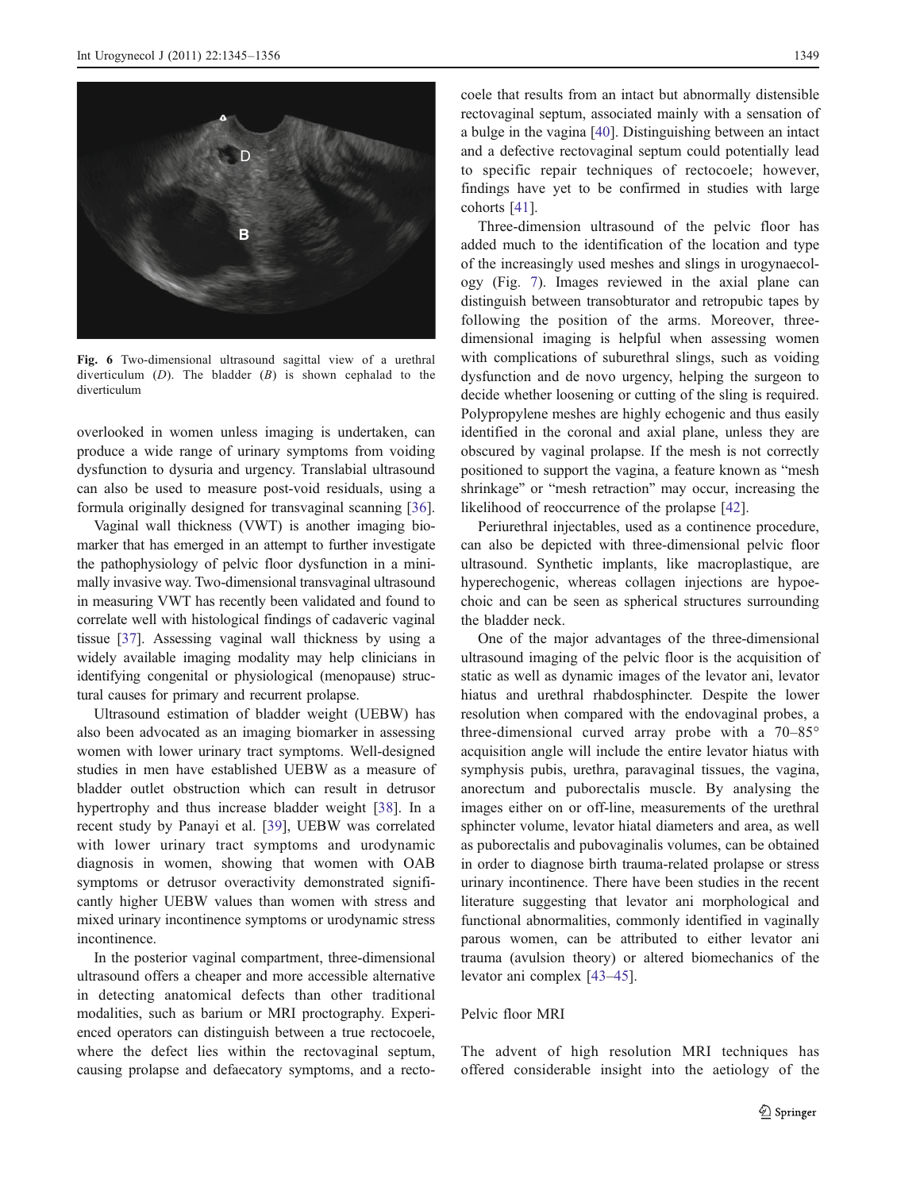Fig. 6 Two-dimensional ultrasound sagittal view of a urethral diverticulum (*D*). The bladder (*B*) is shown cephalad to the diverticulum

overlooked in women unless imaging is undertaken, can produce a wide range of urinary symptoms from voiding dysfunction to dysuria and urgency. Translabial ultrasound can also be used to measure post-void residuals, using a formula originally designed for transvaginal scanning [36].

Vaginal wall thickness (VWT) is another imaging biomarker that has emerged in an attempt to further investigate the pathophysiology of pelvic floor dysfunction in a minimally invasive way. Two-dimensional transvaginal ultrasound in measuring VWT has recently been validated and found to correlate well with histological findings of cadaveric vaginal tissue [37]. Assessing vaginal wall thickness by using a widely available imaging modality may help clinicians in identifying congenital or physiological (menopause) structural causes for primary and recurrent prolapse.

Ultrasound estimation of bladder weight (UEBW) has also been advocated as an imaging biomarker in assessing women with lower urinary tract symptoms. Well-designed studies in men have established UEBW as a measure of bladder outlet obstruction which can result in detrusor hypertrophy and thus increase bladder weight [38]. In a recent study by Panayi et al. [39], UEBW was correlated with lower urinary tract symptoms and urodynamic diagnosis in women, showing that women with OAB symptoms or detrusor overactivity demonstrated significantly higher UEBW values than women with stress and mixed urinary incontinence symptoms or urodynamic stress incontinence.

In the posterior vaginal compartment, three-dimensional ultrasound offers a cheaper and more accessible alternative in detecting anatomical defects than other traditional modalities, such as barium or MRI proctography. Experienced operators can distinguish between a true rectocoele, where the defect lies within the rectovaginal septum, causing prolapse and defaecatory symptoms, and a rectocoele that results from an intact but abnormally distensible rectovaginal septum, associated mainly with a sensation of a bulge in the vagina [40]. Distinguishing between an intact and a defective rectovaginal septum could potentially lead to specific repair techniques of rectocoele; however, findings have yet to be confirmed in studies with large cohorts [41].

Three-dimension ultrasound of the pelvic floor has added much to the identification of the location and type of the increasingly used meshes and slings in urogynaecology (Fig. 7). Images reviewed in the axial plane can distinguish between transobturator and retropubic tapes by following the position of the arms. Moreover, three-dimensional imaging is helpful when assessing women with complications of suburethral slings, such as voiding dysfunction and de novo urgency, helping the surgeon to decide whether loosening or cutting of the sling is required. Polypropylene meshes are highly echogenic and thus easily identified in the coronal and axial plane, unless they are obscured by vaginal prolapse. If the mesh is not correctly positioned to support the vagina, a feature known as "mesh shrinkage" or "mesh retraction" may occur, increasing the likelihood of reoccurrence of the prolapse [42].

Periurethral injectables, used as a continence procedure, can also be depicted with three-dimensional pelvic floor ultrasound. Synthetic implants, like macroplastique, are hyperechogenic, whereas collagen injections are hypoechoic and can be seen as spherical structures surrounding the bladder neck.

One of the major advantages of the three-dimensional ultrasound imaging of the pelvic floor is the acquisition of static as well as dynamic images of the levator ani, levator hiatus and urethral rhabdosphincter. Despite the lower resolution when compared with the endovaginal probes, a three-dimensional curved array probe with a 70–85° acquisition angle will include the entire levator hiatus with symphysis pubis, urethra, paravaginal tissues, the vagina, anorectum and puborectalis muscle. By analysing the images either on or off-line, measurements of the urethral sphincter volume, levator hiatal diameters and area, as well as puborectalis and pubovaginalis volumes, can be obtained in order to diagnose birth trauma-related prolapse or stress urinary incontinence. There have been studies in the recent literature suggesting that levator ani morphological and functional abnormalities, commonly identified in vaginally parous women, can be attributed to either levator ani trauma (avulsion theory) or altered biomechanics of the levator ani complex [43–45].

## Pelvic floor MRI

The advent of high resolution MRI techniques has offered considerable insight into the aetiology of the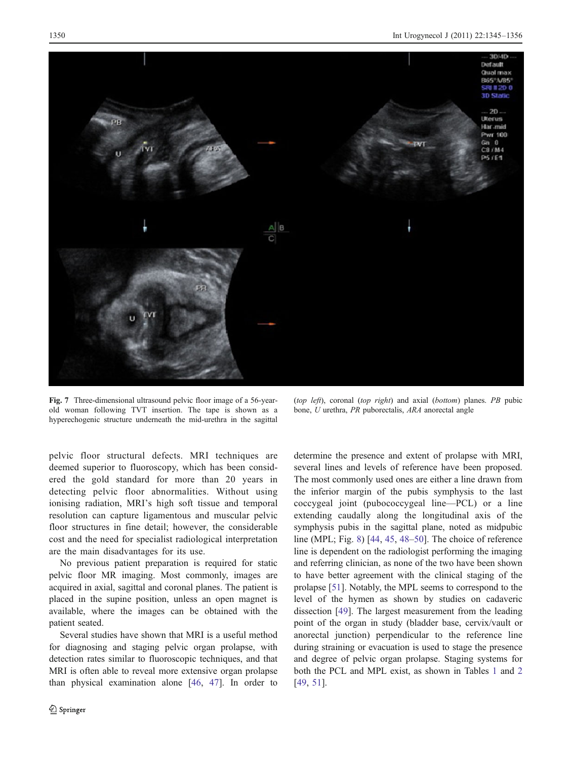**Fig. 7** Three-dimensional ultrasound pelvic floor image of a 56-year-old woman following TVT insertion. The tape is shown as a hyperechogenic structure underneath the mid-urethra in the sagittal (*top left*), coronal (*top right*) and axial (*bottom*) planes. *PB* pubic bone, *U* urethra, *PR* puborectalis, *ARA* anorectal angle

pelvic floor structural defects. MRI techniques are deemed superior to fluoroscopy, which has been considered the gold standard for more than 20 years in detecting pelvic floor abnormalities. Without using ionising radiation, MRI's high soft tissue and temporal resolution can capture ligamentous and muscular pelvic floor structures in fine detail; however, the considerable cost and the need for specialist radiological interpretation are the main disadvantages for its use.

No previous patient preparation is required for static pelvic floor MR imaging. Most commonly, images are acquired in axial, sagittal and coronal planes. The patient is placed in the supine position, unless an open magnet is available, where the images can be obtained with the patient seated.

Several studies have shown that MRI is a useful method for diagnosing and staging pelvic organ prolapse, with detection rates similar to fluoroscopic techniques, and that MRI is often able to reveal more extensive organ prolapse than physical examination alone [46, 47]. In order to determine the presence and extent of prolapse with MRI, several lines and levels of reference have been proposed. The most commonly used ones are either a line drawn from the inferior margin of the pubis symphysis to the last coccygeal joint (pubococcygeal line—PCL) or a line extending caudally along the longitudinal axis of the symphysis pubis in the sagittal plane, noted as midpubic line (MPL; Fig. 8) [44, 45, 48–50]. The choice of reference line is dependent on the radiologist performing the imaging and referring clinician, as none of the two have been shown to have better agreement with the clinical staging of the prolapse [51]. Notably, the MPL seems to correspond to the level of the hymen as shown by studies on cadaveric dissection [49]. The largest measurement from the leading point of the organ in study (bladder base, cervix/vault or anorectal junction) perpendicular to the reference line during straining or evacuation is used to stage the presence and degree of pelvic organ prolapse. Staging systems for both the PCL and MPL exist, as shown in Tables 1 and 2 [49, 51].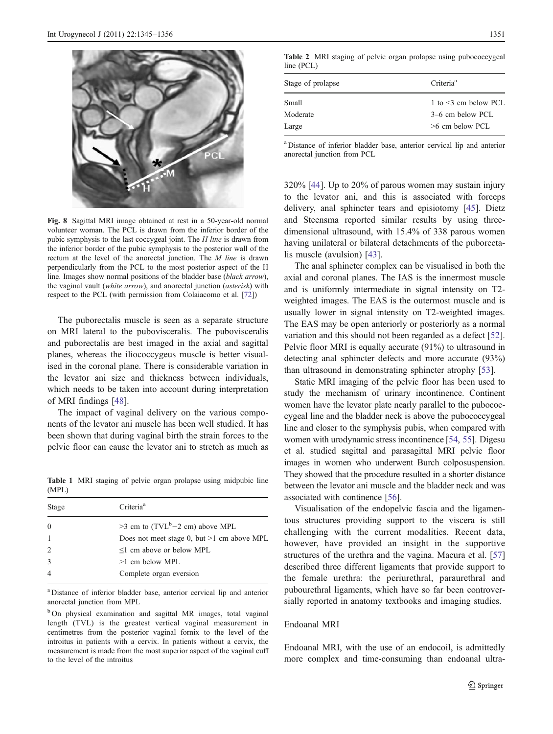Fig. 8 Sagittal MRI image obtained at rest in a 50-year-old normal volunteer woman. The PCL is drawn from the inferior border of the pubic symphysis to the last coccygeal joint. The *H line* is drawn from the inferior border of the pubic symphysis to the posterior wall of the rectum at the level of the anorectal junction. The *M line* is drawn perpendicularly from the PCL to the most posterior aspect of the H line. Images show normal positions of the bladder base (*black arrow*), the vaginal vault (*white arrow*), and anorectal junction (*asterisk*) with respect to the PCL (with permission from Colaiacomo et al. [72])

The puborectalis muscle is seen as a separate structure on MRI lateral to the pubovisceralis. The pubovisceralis and puborectalis are best imaged in the axial and sagittal planes, whereas the iliococcygeus muscle is better visualised in the coronal plane. There is considerable variation in the levator ani size and thickness between individuals, which needs to be taken into account during interpretation of MRI findings [48].

The impact of vaginal delivery on the various components of the levator ani muscle has been well studied. It has been shown that during vaginal birth the strain forces to the pelvic floor can cause the levator ani to stretch as much as 320% [44]. Up to 20% of parous women may sustain injury to the levator ani, and this is associated with forceps delivery, anal sphincter tears and episiotomy [45]. Dietz and Steensma reported similar results by using three-dimensional ultrasound, with 15.4% of 338 parous women having unilateral or bilateral detachments of the puborectalis muscle (avulsion) [43].

Table 1 MRI staging of pelvic organ prolapse using midpubic line (MPL)

| Stage | Criteria[a] |
|---|---|
| 0 | >3 cm to (TVL[b] −2 cm) above MPL |
| 1 | Does not meet stage 0, but >1 cm above MPL |
| 2 | ≤1 cm above or below MPL |
| 3 | >1 cm below MPL |
| 4 | Complete organ eversion |

[a] Distance of inferior bladder base, anterior cervical lip and anterior anorectal junction from MPL

[b] On physical examination and sagittal MR images, total vaginal length (TVL) is the greatest vertical vaginal measurement in centimetres from the posterior vaginal fornix to the level of the introitus in patients with a cervix. In patients without a cervix, the measurement is made from the most superior aspect of the vaginal cuff to the level of the introitus

Table 2 MRI staging of pelvic organ prolapse using pubococcygeal line (PCL)

| Stage of prolapse | Criteria[a] |
|---|---|
| Small | 1 to <3 cm below PCL |
| Moderate | 3–6 cm below PCL |
| Large | >6 cm below PCL |

[a] Distance of inferior bladder base, anterior cervical lip and anterior anorectal junction from PCL

The anal sphincter complex can be visualised in both the axial and coronal planes. The IAS is the innermost muscle and is uniformly intermediate in signal intensity on T2-weighted images. The EAS is the outermost muscle and is usually lower in signal intensity on T2-weighted images. The EAS may be open anteriorly or posteriorly as a normal variation and this should not been regarded as a defect [52]. Pelvic floor MRI is equally accurate (91%) to ultrasound in detecting anal sphincter defects and more accurate (93%) than ultrasound in demonstrating sphincter atrophy [53].

Static MRI imaging of the pelvic floor has been used to study the mechanism of urinary incontinence. Continent women have the levator plate nearly parallel to the pubococcygeal line and the bladder neck is above the pubococcygeal line and closer to the symphysis pubis, when compared with women with urodynamic stress incontinence [54, 55]. Digesu et al. studied sagittal and parasagittal MRI pelvic floor images in women who underwent Burch colposuspension. They showed that the procedure resulted in a shorter distance between the levator ani muscle and the bladder neck and was associated with continence [56].

Visualisation of the endopelvic fascia and the ligamentous structures providing support to the viscera is still challenging with the current modalities. Recent data, however, have provided an insight in the supportive structures of the urethra and the vagina. Macura et al. [57] described three different ligaments that provide support to the female urethra: the periurethral, paraurethral and pubourethral ligaments, which have so far been controversially reported in anatomy textbooks and imaging studies.

## Endoanal MRI

Endoanal MRI, with the use of an endocoil, is admittedly more complex and time-consuming than endoanal ultra-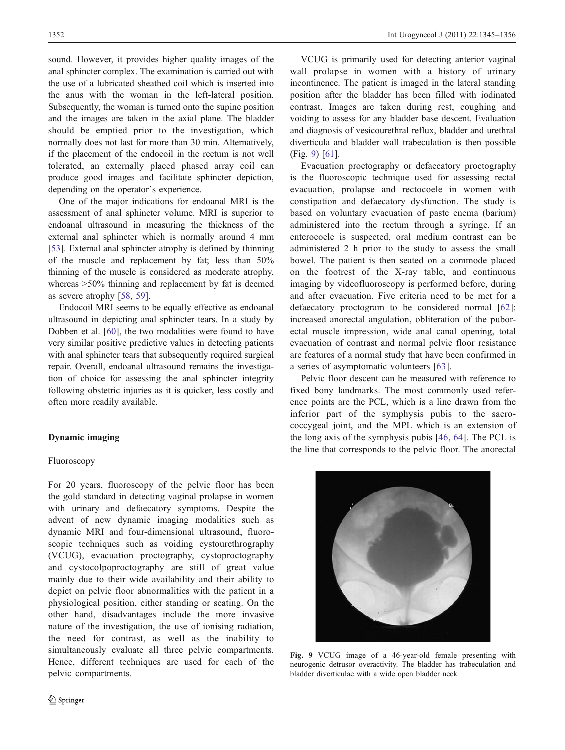sound. However, it provides higher quality images of the anal sphincter complex. The examination is carried out with the use of a lubricated sheathed coil which is inserted into the anus with the woman in the left-lateral position. Subsequently, the woman is turned onto the supine position and the images are taken in the axial plane. The bladder should be emptied prior to the investigation, which normally does not last for more than 30 min. Alternatively, if the placement of the endocoil in the rectum is not well tolerated, an externally placed phased array coil can produce good images and facilitate sphincter depiction, depending on the operator's experience.

One of the major indications for endoanal MRI is the assessment of anal sphincter volume. MRI is superior to endoanal ultrasound in measuring the thickness of the external anal sphincter which is normally around 4 mm [53]. External anal sphincter atrophy is defined by thinning of the muscle and replacement by fat; less than 50% thinning of the muscle is considered as moderate atrophy, whereas >50% thinning and replacement by fat is deemed as severe atrophy [58, 59].

Endocoil MRI seems to be equally effective as endoanal ultrasound in depicting anal sphincter tears. In a study by Dobben et al. [60], the two modalities were found to have very similar positive predictive values in detecting patients with anal sphincter tears that subsequently required surgical repair. Overall, endoanal ultrasound remains the investigation of choice for assessing the anal sphincter integrity following obstetric injuries as it is quicker, less costly and often more readily available.

## Dynamic imaging

### Fluoroscopy

For 20 years, fluoroscopy of the pelvic floor has been the gold standard in detecting vaginal prolapse in women with urinary and defaecatory symptoms. Despite the advent of new dynamic imaging modalities such as dynamic MRI and four-dimensional ultrasound, fluoroscopic techniques such as voiding cystourethrography (VCUG), evacuation proctography, cystoproctography and cystocolpoproctography are still of great value mainly due to their wide availability and their ability to depict on pelvic floor abnormalities with the patient in a physiological position, either standing or seating. On the other hand, disadvantages include the more invasive nature of the investigation, the use of ionising radiation, the need for contrast, as well as the inability to simultaneously evaluate all three pelvic compartments. Hence, different techniques are used for each of the pelvic compartments.

VCUG is primarily used for detecting anterior vaginal wall prolapse in women with a history of urinary incontinence. The patient is imaged in the lateral standing position after the bladder has been filled with iodinated contrast. Images are taken during rest, coughing and voiding to assess for any bladder base descent. Evaluation and diagnosis of vesicourethral reflux, bladder and urethral diverticula and bladder wall trabeculation is then possible (Fig. 9) [61].

Evacuation proctography or defaecatory proctography is the fluoroscopic technique used for assessing rectal evacuation, prolapse and rectocoele in women with constipation and defaecatory dysfunction. The study is based on voluntary evacuation of paste enema (barium) administered into the rectum through a syringe. If an enterocoele is suspected, oral medium contrast can be administered 2 h prior to the study to assess the small bowel. The patient is then seated on a commode placed on the footrest of the X-ray table, and continuous imaging by videofluoroscopy is performed before, during and after evacuation. Five criteria need to be met for a defaecatory proctogram to be considered normal [62]: increased anorectal angulation, obliteration of the puborectal muscle impression, wide anal canal opening, total evacuation of contrast and normal pelvic floor resistance are features of a normal study that have been confirmed in a series of asymptomatic volunteers [63].

Pelvic floor descent can be measured with reference to fixed bony landmarks. The most commonly used reference points are the PCL, which is a line drawn from the inferior part of the symphysis pubis to the sacrococcygeal joint, and the MPL which is an extension of the long axis of the symphysis pubis [46, 64]. The PCL is the line that corresponds to the pelvic floor. The anorectal

**Fig. 9** VCUG image of a 46-year-old female presenting with neurogenic detrusor overactivity. The bladder has trabeculation and bladder diverticulae with a wide open bladder neck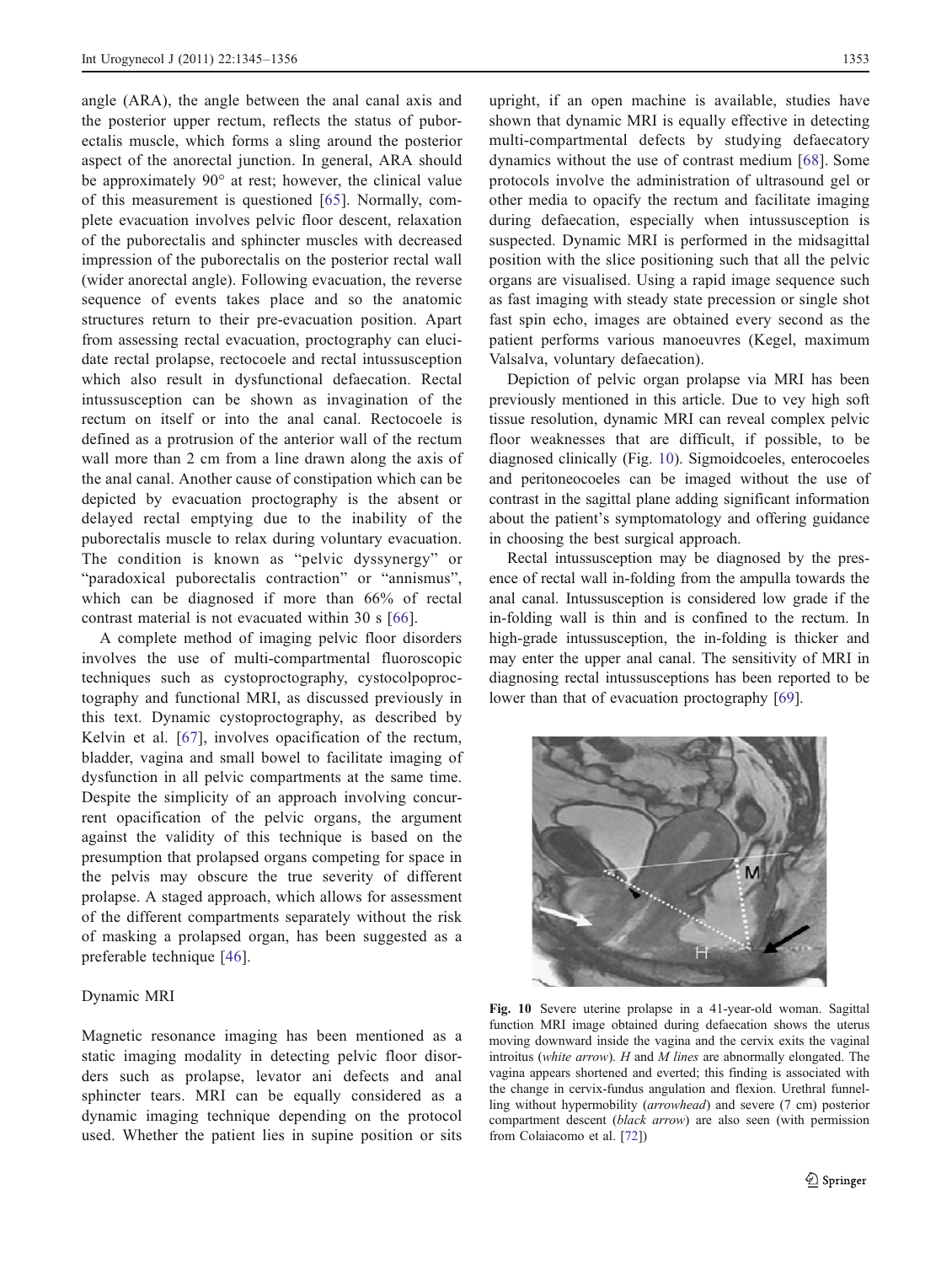angle (ARA), the angle between the anal canal axis and the posterior upper rectum, reflects the status of puborectalis muscle, which forms a sling around the posterior aspect of the anorectal junction. In general, ARA should be approximately 90° at rest; however, the clinical value of this measurement is questioned [65]. Normally, complete evacuation involves pelvic floor descent, relaxation of the puborectalis and sphincter muscles with decreased impression of the puborectalis on the posterior rectal wall (wider anorectal angle). Following evacuation, the reverse sequence of events takes place and so the anatomic structures return to their pre-evacuation position. Apart from assessing rectal evacuation, proctography can elucidate rectal prolapse, rectocoele and rectal intussusception which also result in dysfunctional defaecation. Rectal intussusception can be shown as invagination of the rectum on itself or into the anal canal. Rectocoele is defined as a protrusion of the anterior wall of the rectum wall more than 2 cm from a line drawn along the axis of the anal canal. Another cause of constipation which can be depicted by evacuation proctography is the absent or delayed rectal emptying due to the inability of the puborectalis muscle to relax during voluntary evacuation. The condition is known as "pelvic dyssynergy" or "paradoxical puborectalis contraction" or "annismus", which can be diagnosed if more than 66% of rectal contrast material is not evacuated within 30 s [66].

A complete method of imaging pelvic floor disorders involves the use of multi-compartmental fluoroscopic techniques such as cystoproctography, cystocolpoproctography and functional MRI, as discussed previously in this text. Dynamic cystoproctography, as described by Kelvin et al. [67], involves opacification of the rectum, bladder, vagina and small bowel to facilitate imaging of dysfunction in all pelvic compartments at the same time. Despite the simplicity of an approach involving concurrent opacification of the pelvic organs, the argument against the validity of this technique is based on the presumption that prolapsed organs competing for space in the pelvis may obscure the true severity of different prolapse. A staged approach, which allows for assessment of the different compartments separately without the risk of masking a prolapsed organ, has been suggested as a preferable technique [46].

## Dynamic MRI

Magnetic resonance imaging has been mentioned as a static imaging modality in detecting pelvic floor disorders such as prolapse, levator ani defects and anal sphincter tears. MRI can be equally considered as a dynamic imaging technique depending on the protocol used. Whether the patient lies in supine position or sits upright, if an open machine is available, studies have shown that dynamic MRI is equally effective in detecting multi-compartmental defects by studying defaecatory dynamics without the use of contrast medium [68]. Some protocols involve the administration of ultrasound gel or other media to opacify the rectum and facilitate imaging during defaecation, especially when intussusception is suspected. Dynamic MRI is performed in the midsagittal position with the slice positioning such that all the pelvic organs are visualised. Using a rapid image sequence such as fast imaging with steady state precession or single shot fast spin echo, images are obtained every second as the patient performs various manoeuvres (Kegel, maximum Valsalva, voluntary defaecation).

Depiction of pelvic organ prolapse via MRI has been previously mentioned in this article. Due to vey high soft tissue resolution, dynamic MRI can reveal complex pelvic floor weaknesses that are difficult, if possible, to be diagnosed clinically (Fig. 10). Sigmoidceles, enterocoeles and peritoneocoeles can be imaged without the use of contrast in the sagittal plane adding significant information about the patient's symptomatology and offering guidance in choosing the best surgical approach.

Rectal intussusception may be diagnosed by the presence of rectal wall in-folding from the ampulla towards the anal canal. Intussusception is considered low grade if the in-folding wall is thin and is confined to the rectum. In high-grade intussusception, the in-folding is thicker and may enter the upper anal canal. The sensitivity of MRI in diagnosing rectal intussusceptions has been reported to be lower than that of evacuation proctography [69].

**Fig. 10** Severe uterine prolapse in a 41-year-old woman. Sagittal function MRI image obtained during defaecation shows the uterus moving downward inside the vagina and the cervix exits the vaginal introitus (*white arrow*). *H* and *M lines* are abnormally elongated. The vagina appears shortened and everted; this finding is associated with the change in cervix-fundus angulation and flexion. Urethral funnelling without hypermobility (*arrowhead*) and severe (7 cm) posterior compartment descent (*black arrow*) are also seen (with permission from Colaiacomo et al. [72])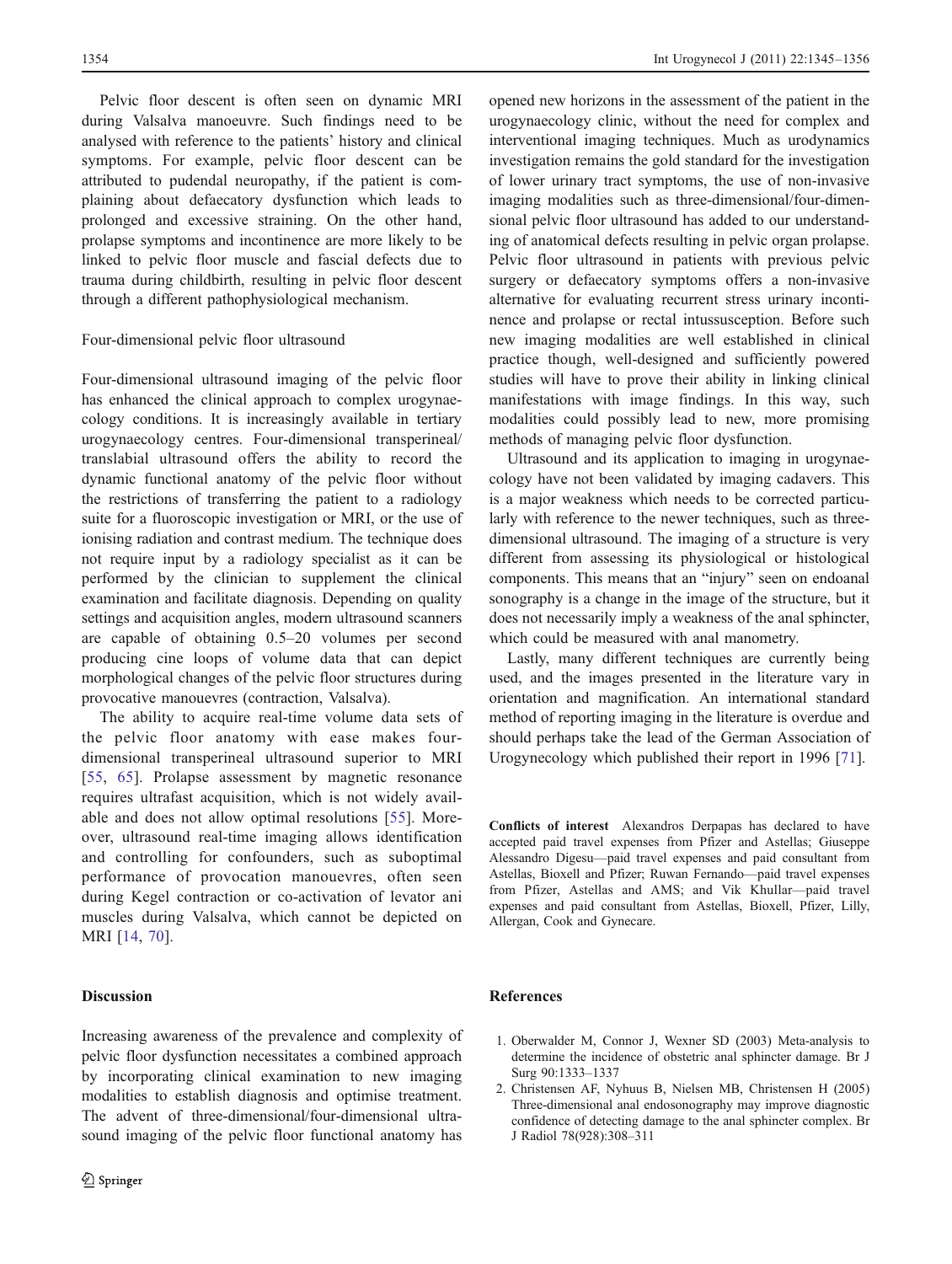Pelvic floor descent is often seen on dynamic MRI during Valsalva manoeuvre. Such findings need to be analysed with reference to the patients' history and clinical symptoms. For example, pelvic floor descent can be attributed to pudendal neuropathy, if the patient is complaining about defaecatory dysfunction which leads to prolonged and excessive straining. On the other hand, prolapse symptoms and incontinence are more likely to be linked to pelvic floor muscle and fascial defects due to trauma during childbirth, resulting in pelvic floor descent through a different pathophysiological mechanism.

### Four-dimensional pelvic floor ultrasound

Four-dimensional ultrasound imaging of the pelvic floor has enhanced the clinical approach to complex urogynaecology conditions. It is increasingly available in tertiary urogynaecology centres. Four-dimensional transperineal/translabial ultrasound offers the ability to record the dynamic functional anatomy of the pelvic floor without the restrictions of transferring the patient to a radiology suite for a fluoroscopic investigation or MRI, or the use of ionising radiation and contrast medium. The technique does not require input by a radiology specialist as it can be performed by the clinician to supplement the clinical examination and facilitate diagnosis. Depending on quality settings and acquisition angles, modern ultrasound scanners are capable of obtaining 0.5–20 volumes per second producing cine loops of volume data that can depict morphological changes of the pelvic floor structures during provocative manouevres (contraction, Valsalva).

The ability to acquire real-time volume data sets of the pelvic floor anatomy with ease makes four-dimensional transperineal ultrasound superior to MRI [55, 65]. Prolapse assessment by magnetic resonance requires ultrafast acquisition, which is not widely available and does not allow optimal resolutions [55]. Moreover, ultrasound real-time imaging allows identification and controlling for confounders, such as suboptimal performance of provocation manouevres, often seen during Kegel contraction or co-activation of levator ani muscles during Valsalva, which cannot be depicted on MRI [14, 70].

## Discussion

Increasing awareness of the prevalence and complexity of pelvic floor dysfunction necessitates a combined approach by incorporating clinical examination to new imaging modalities to establish diagnosis and optimise treatment. The advent of three-dimensional/four-dimensional ultrasound imaging of the pelvic floor functional anatomy has opened new horizons in the assessment of the patient in the urogynaecology clinic, without the need for complex and interventional imaging techniques. Much as urodynamics investigation remains the gold standard for the investigation of lower urinary tract symptoms, the use of non-invasive imaging modalities such as three-dimensional/four-dimensional pelvic floor ultrasound has added to our understanding of anatomical defects resulting in pelvic organ prolapse. Pelvic floor ultrasound in patients with previous pelvic surgery or defaecatory symptoms offers a non-invasive alternative for evaluating recurrent stress urinary incontinence and prolapse or rectal intussusception. Before such new imaging modalities are well established in clinical practice though, well-designed and sufficiently powered studies will have to prove their ability in linking clinical manifestations with image findings. In this way, such modalities could possibly lead to new, more promising methods of managing pelvic floor dysfunction.

Ultrasound and its application to imaging in urogynaecology have not been validated by imaging cadavers. This is a major weakness which needs to be corrected particularly with reference to the newer techniques, such as three-dimensional ultrasound. The imaging of a structure is very different from assessing its physiological or histological components. This means that an "injury" seen on endoanal sonography is a change in the image of the structure, but it does not necessarily imply a weakness of the anal sphincter, which could be measured with anal manometry.

Lastly, many different techniques are currently being used, and the images presented in the literature vary in orientation and magnification. An international standard method of reporting imaging in the literature is overdue and should perhaps take the lead of the German Association of Urogynecology which published their report in 1996 [71].

**Conflicts of interest** Alexandros Derpapas has declared to have accepted paid travel expenses from Pfizer and Astellas; Giuseppe Alessandro Digesu—paid travel expenses and paid consultant from Astellas, Bioxell and Pfizer; Ruwan Fernando—paid travel expenses from Pfizer, Astellas and AMS; and Vik Khullar—paid travel expenses and paid consultant from Astellas, Bioxell, Pfizer, Lilly, Allergan, Cook and Gynecare.

## References

1. Oberwalder M, Connor J, Wexner SD (2003) Meta-analysis to determine the incidence of obstetric anal sphincter damage. Br J Surg 90:1333–1337
2. Christensen AF, Nyhuus B, Nielsen MB, Christensen H (2005) Three-dimensional anal endosonography may improve diagnostic confidence of detecting damage to the anal sphincter complex. Br J Radiol 78(928):308–311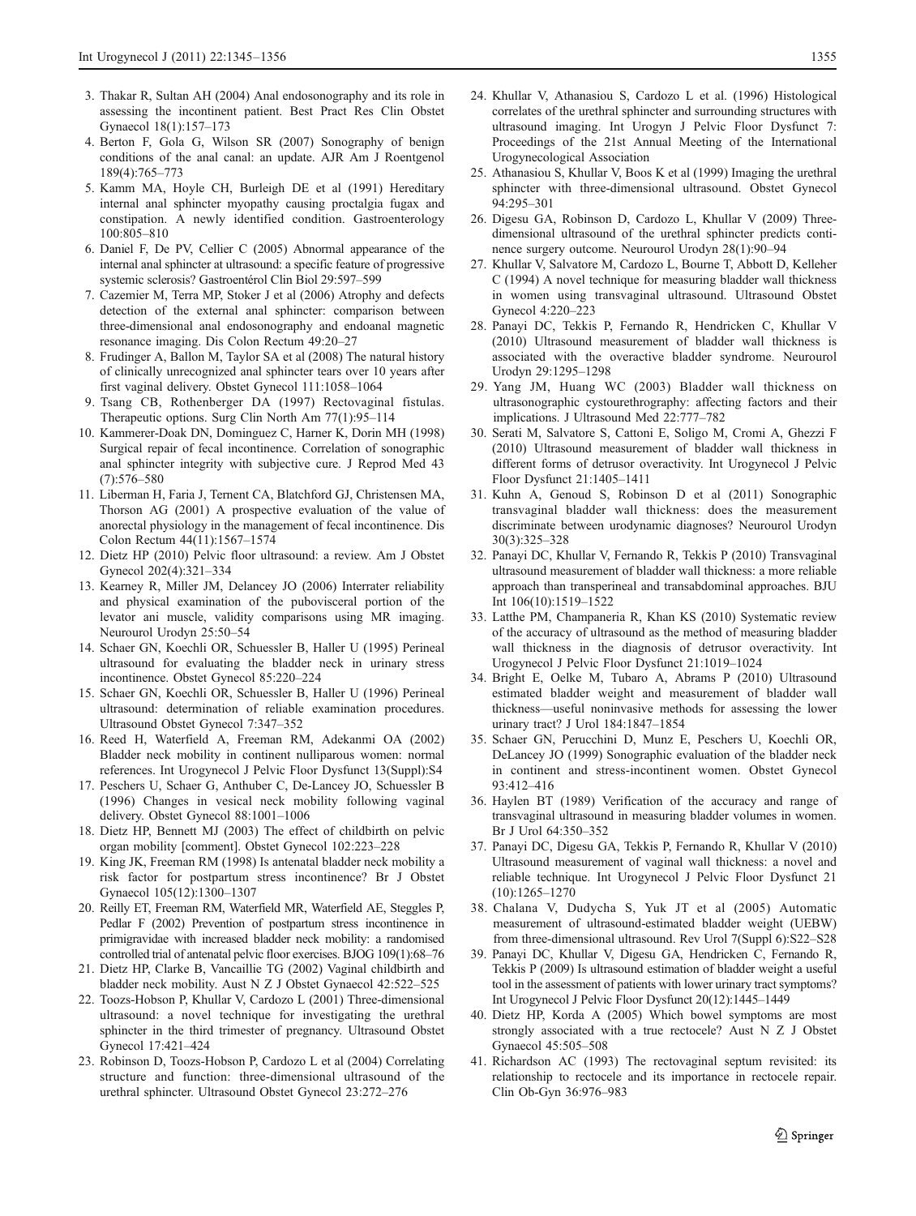3. Thakar R, Sultan AH (2004) Anal endosonography and its role in assessing the incontinent patient. Best Pract Res Clin Obstet Gynaecol 18(1):157–173
4. Berton F, Gola G, Wilson SR (2007) Sonography of benign conditions of the anal canal: an update. AJR Am J Roentgenol 189(4):765–773
5. Kamm MA, Hoyle CH, Burleigh DE et al (1991) Hereditary internal anal sphincter myopathy causing proctalgia fugax and constipation. A newly identified condition. Gastroenterology 100:805–810
6. Daniel F, De PV, Cellier C (2005) Abnormal appearance of the internal anal sphincter at ultrasound: a specific feature of progressive systemic sclerosis? Gastroentérol Clin Biol 29:597–599
7. Cazemier M, Terra MP, Stoker J et al (2006) Atrophy and defects detection of the external anal sphincter: comparison between three-dimensional anal endosonography and endoanal magnetic resonance imaging. Dis Colon Rectum 49:20–27
8. Frudinger A, Ballon M, Taylor SA et al (2008) The natural history of clinically unrecognized anal sphincter tears over 10 years after first vaginal delivery. Obstet Gynecol 111:1058–1064
9. Tsang CB, Rothenberger DA (1997) Rectovaginal fistulas. Therapeutic options. Surg Clin North Am 77(1):95–114
10. Kammerer-Doak DN, Dominguez C, Harner K, Dorin MH (1998) Surgical repair of fecal incontinence. Correlation of sonographic anal sphincter integrity with subjective cure. J Reprod Med 43 (7):576–580
11. Liberman H, Faria J, Ternent CA, Blatchford GJ, Christensen MA, Thorson AG (2001) A prospective evaluation of the value of anorectal physiology in the management of fecal incontinence. Dis Colon Rectum 44(11):1567–1574
12. Dietz HP (2010) Pelvic floor ultrasound: a review. Am J Obstet Gynecol 202(4):321–334
13. Kearney R, Miller JM, Delancey JO (2006) Interrater reliability and physical examination of the pubovisceral portion of the levator ani muscle, validity comparisons using MR imaging. Neurourol Urodyn 25:50–54
14. Schaer GN, Koechli OR, Schuessler B, Haller U (1995) Perineal ultrasound for evaluating the bladder neck in urinary stress incontinence. Obstet Gynecol 85:220–224
15. Schaer GN, Koechli OR, Schuessler B, Haller U (1996) Perineal ultrasound: determination of reliable examination procedures. Ultrasound Obstet Gynecol 7:347–352
16. Reed H, Waterfield A, Freeman RM, Adekanmi OA (2002) Bladder neck mobility in continent nulliparous women: normal references. Int Urogynecol J Pelvic Floor Dysfunct 13(Suppl):S4
17. Peschers U, Schaer G, Anthuber C, De-Lancey JO, Schuessler B (1996) Changes in vesical neck mobility following vaginal delivery. Obstet Gynecol 88:1001–1006
18. Dietz HP, Bennett MJ (2003) The effect of childbirth on pelvic organ mobility [comment]. Obstet Gynecol 102:223–228
19. King JK, Freeman RM (1998) Is antenatal bladder neck mobility a risk factor for postpartum stress incontinence? Br J Obstet Gynaecol 105(12):1300–1307
20. Reilly ET, Freeman RM, Waterfield MR, Waterfield AE, Steggles P, Pedlar F (2002) Prevention of postpartum stress incontinence in primigravidae with increased bladder neck mobility: a randomised controlled trial of antenatal pelvic floor exercises. BJOG 109(1):68–76
21. Dietz HP, Clarke B, Vancaillie TG (2002) Vaginal childbirth and bladder neck mobility. Aust N Z J Obstet Gynaecol 42:522–525
22. Toozs-Hobson P, Khullar V, Cardozo L (2001) Three-dimensional ultrasound: a novel technique for investigating the urethral sphincter in the third trimester of pregnancy. Ultrasound Obstet Gynecol 17:421–424
23. Robinson D, Toozs-Hobson P, Cardozo L et al (2004) Correlating structure and function: three-dimensional ultrasound of the urethral sphincter. Ultrasound Obstet Gynecol 23:272–276
24. Khullar V, Athanasiou S, Cardozo L et al. (1996) Histological correlates of the urethral sphincter and surrounding structures with ultrasound imaging. Int Urogyn J Pelvic Floor Dysfunct 7: Proceedings of the 21st Annual Meeting of the International Urogynecological Association
25. Athanasiou S, Khullar V, Boos K et al (1999) Imaging the urethral sphincter with three-dimensional ultrasound. Obstet Gynecol 94:295–301
26. Digesu GA, Robinson D, Cardozo L, Khullar V (2009) Three-dimensional ultrasound of the urethral sphincter predicts continence surgery outcome. Neurourol Urodyn 28(1):90–94
27. Khullar V, Salvatore M, Cardozo L, Bourne T, Abbott D, Kelleher C (1994) A novel technique for measuring bladder wall thickness in women using transvaginal ultrasound. Ultrasound Obstet Gynecol 4:220–223
28. Panayi DC, Tekkis P, Fernando R, Hendricken C, Khullar V (2010) Ultrasound measurement of bladder wall thickness is associated with the overactive bladder syndrome. Neurourol Urodyn 29:1295–1298
29. Yang JM, Huang WC (2003) Bladder wall thickness on ultrasonographic cystourethrography: affecting factors and their implications. J Ultrasound Med 22:777–782
30. Serati M, Salvatore S, Cattoni E, Soligo M, Cromi A, Ghezzi F (2010) Ultrasound measurement of bladder wall thickness in different forms of detrusor overactivity. Int Urogynecol J Pelvic Floor Dysfunct 21:1405–1411
31. Kuhn A, Genoud S, Robinson D et al (2011) Sonographic transvaginal bladder wall thickness: does the measurement discriminate between urodynamic diagnoses? Neurourol Urodyn 30(3):325–328
32. Panayi DC, Khullar V, Fernando R, Tekkis P (2010) Transvaginal ultrasound measurement of bladder wall thickness: a more reliable approach than transperineal and transabdominal approaches. BJU Int 106(10):1519–1522
33. Latthe PM, Champaneria R, Khan KS (2010) Systematic review of the accuracy of ultrasound as the method of measuring bladder wall thickness in the diagnosis of detrusor overactivity. Int Urogynecol J Pelvic Floor Dysfunct 21:1019–1024
34. Bright E, Oelke M, Tubaro A, Abrams P (2010) Ultrasound estimated bladder weight and measurement of bladder wall thickness—useful noninvasive methods for assessing the lower urinary tract? J Urol 184:1847–1854
35. Schaer GN, Perucchini D, Munz E, Peschers U, Koechli OR, DeLancey JO (1999) Sonographic evaluation of the bladder neck in continent and stress-incontinent women. Obstet Gynecol 93:412–416
36. Haylen BT (1989) Verification of the accuracy and range of transvaginal ultrasound in measuring bladder volumes in women. Br J Urol 64:350–352
37. Panayi DC, Digesu GA, Tekkis P, Fernando R, Khullar V (2010) Ultrasound measurement of vaginal wall thickness: a novel and reliable technique. Int Urogynecol J Pelvic Floor Dysfunct 21 (10):1265–1270
38. Chalana V, Dudycha S, Yuk JT et al (2005) Automatic measurement of ultrasound-estimated bladder weight (UEBW) from three-dimensional ultrasound. Rev Urol 7(Suppl 6):S22–S28
39. Panayi DC, Khullar V, Digesu GA, Hendricken C, Fernando R, Tekkis P (2009) Is ultrasound estimation of bladder weight a useful tool in the assessment of patients with lower urinary tract symptoms? Int Urogynecol J Pelvic Floor Dysfunct 20(12):1445–1449
40. Dietz HP, Korda A (2005) Which bowel symptoms are most strongly associated with a true rectocele? Aust N Z J Obstet Gynaecol 45:505–508
41. Richardson AC (1993) The rectovaginal septum revisited: its relationship to rectocele and its importance in rectocele repair. Clin Ob-Gyn 36:976–983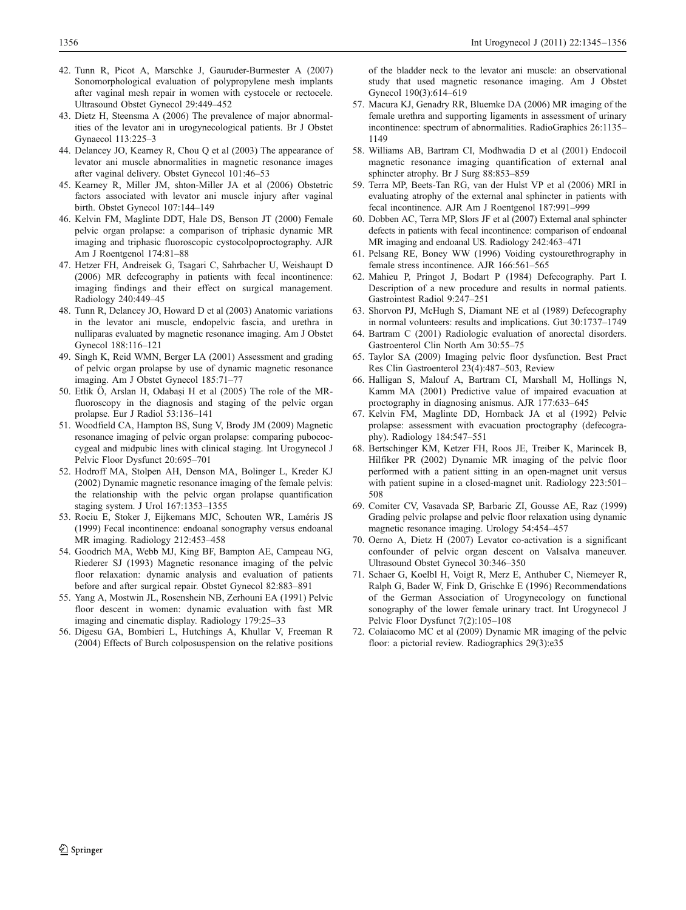42. Tunn R, Picot A, Marschke J, Gauruder-Burmester A (2007) Sonomorphological evaluation of polypropylene mesh implants after vaginal mesh repair in women with cystocele or rectocele. Ultrasound Obstet Gynecol 29:449–452
43. Dietz H, Steensma A (2006) The prevalence of major abnormalities of the levator ani in urogynecological patients. Br J Obstet Gynaecol 113:225–3
44. Delancey JO, Kearney R, Chou Q et al (2003) The appearance of levator ani muscle abnormalities in magnetic resonance images after vaginal delivery. Obstet Gynecol 101:46–53
45. Kearney R, Miller JM, shton-Miller JA et al (2006) Obstetric factors associated with levator ani muscle injury after vaginal birth. Obstet Gynecol 107:144–149
46. Kelvin FM, Maglinte DDT, Hale DS, Benson JT (2000) Female pelvic organ prolapse: a comparison of triphasic dynamic MR imaging and triphasic fluoroscopic cystocolpoproctography. AJR Am J Roentgenol 174:81–88
47. Hetzer FH, Andreisek G, Tsagari C, Sahrbacher U, Weishaupt D (2006) MR defecography in patients with fecal incontinence: imaging findings and their effect on surgical management. Radiology 240:449–45
48. Tunn R, Delancey JO, Howard D et al (2003) Anatomic variations in the levator ani muscle, endopelvic fascia, and urethra in nulliparas evaluated by magnetic resonance imaging. Am J Obstet Gynecol 188:116–121
49. Singh K, Reid WMN, Berger LA (2001) Assessment and grading of pelvic organ prolapse by use of dynamic magnetic resonance imaging. Am J Obstet Gynecol 185:71–77
50. Etlik Ö, Arslan H, Odabaşi H et al (2005) The role of the MR-fluoroscopy in the diagnosis and staging of the pelvic organ prolapse. Eur J Radiol 53:136–141
51. Woodfield CA, Hampton BS, Sung V, Brody JM (2009) Magnetic resonance imaging of pelvic organ prolapse: comparing pubococcygeal and midpubic lines with clinical staging. Int Urogynecol J Pelvic Floor Dysfunct 20:695–701
52. Hodroff MA, Stolpen AH, Denson MA, Bolinger L, Kreder KJ (2002) Dynamic magnetic resonance imaging of the female pelvis: the relationship with the pelvic organ prolapse quantification staging system. J Urol 167:1353–1355
53. Rociu E, Stoker J, Eijkemans MJC, Schouten WR, Laméris JS (1999) Fecal incontinence: endoanal sonography versus endoanal MR imaging. Radiology 212:453–458
54. Goodrich MA, Webb MJ, King BF, Bampton AE, Campeau NG, Riederer SJ (1993) Magnetic resonance imaging of the pelvic floor relaxation: dynamic analysis and evaluation of patients before and after surgical repair. Obstet Gynecol 82:883–891
55. Yang A, Mostwin JL, Rosenshein NB, Zerhouni EA (1991) Pelvic floor descent in women: dynamic evaluation with fast MR imaging and cinematic display. Radiology 179:25–33
56. Digesu GA, Bombieri L, Hutchings A, Khullar V, Freeman R (2004) Effects of Burch colposuspension on the relative positions of the bladder neck to the levator ani muscle: an observational study that used magnetic resonance imaging. Am J Obstet Gynecol 190(3):614–619
57. Macura KJ, Genadry RR, Bluemke DA (2006) MR imaging of the female urethra and supporting ligaments in assessment of urinary incontinence: spectrum of abnormalities. RadioGraphics 26:1135–1149
58. Williams AB, Bartram CI, Modhwadia D et al (2001) Endocoil magnetic resonance imaging quantification of external anal sphincter atrophy. Br J Surg 88:853–859
59. Terra MP, Beets-Tan RG, van der Hulst VP et al (2006) MRI in evaluating atrophy of the external anal sphincter in patients with fecal incontinence. AJR Am J Roentgenol 187:991–999
60. Dobben AC, Terra MP, Slors JF et al (2007) External anal sphincter defects in patients with fecal incontinence: comparison of endoanal MR imaging and endoanal US. Radiology 242:463–471
61. Pelsang RE, Boney WW (1996) Voiding cystourethrography in female stress incontinence. AJR 166:561–565
62. Mahieu P, Pringot J, Bodart P (1984) Defecography. Part I. Description of a new procedure and results in normal patients. Gastrointest Radiol 9:247–251
63. Shorvon PJ, McHugh S, Diamant NE et al (1989) Defecography in normal volunteers: results and implications. Gut 30:1737–1749
64. Bartram C (2001) Radiologic evaluation of anorectal disorders. Gastroenterol Clin North Am 30:55–75
65. Taylor SA (2009) Imaging pelvic floor dysfunction. Best Pract Res Clin Gastroenterol 23(4):487–503, Review
66. Halligan S, Malouf A, Bartram CI, Marshall M, Hollings N, Kamm MA (2001) Predictive value of impaired evacuation at proctography in diagnosing anismus. AJR 177:633–645
67. Kelvin FM, Maglinte DD, Hornback JA et al (1992) Pelvic prolapse: assessment with evacuation proctography (defecography). Radiology 184:547–551
68. Bertschinger KM, Ketzer FH, Roos JE, Treiber K, Marincek B, Hilfiker PR (2002) Dynamic MR imaging of the pelvic floor performed with a patient sitting in an open-magnet unit versus with patient supine in a closed-magnet unit. Radiology 223:501–508
69. Comiter CV, Vasavada SP, Barbaric ZI, Gousse AE, Raz (1999) Grading pelvic prolapse and pelvic floor relaxation using dynamic magnetic resonance imaging. Urology 54:454–457
70. Oerno A, Dietz H (2007) Levator co-activation is a significant confounder of pelvic organ descent on Valsalva maneuver. Ultrasound Obstet Gynecol 30:346–350
71. Schaer G, Koelbl H, Voigt R, Merz E, Anthuber C, Niemeyer R, Ralph G, Bader W, Fink D, Grischke E (1996) Recommendations of the German Association of Urogynecology on functional sonography of the lower female urinary tract. Int Urogynecol J Pelvic Floor Dysfunct 7(2):105–108
72. Colaiacomo MC et al (2009) Dynamic MR imaging of the pelvic floor: a pictorial review. Radiographics 29(3):e35